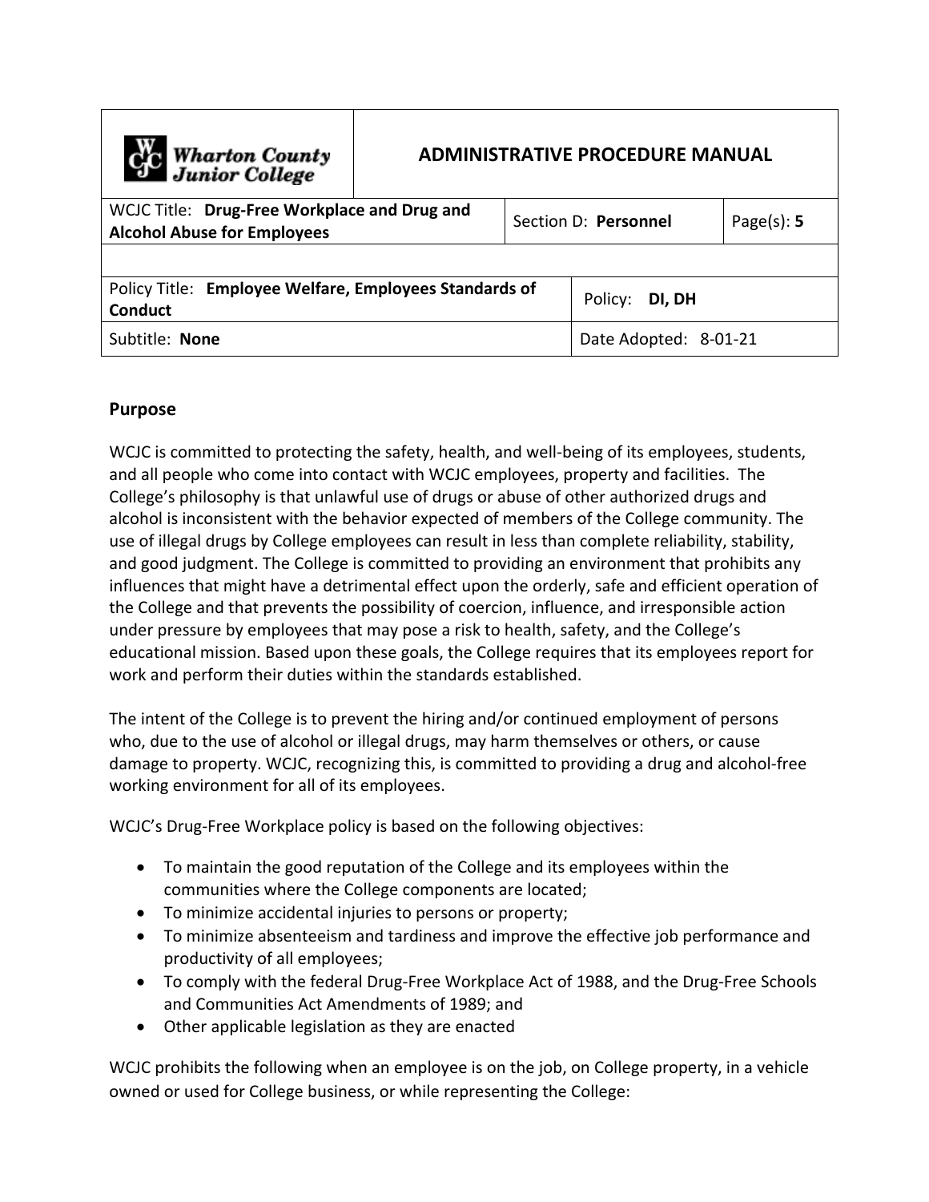| Wharton County Junior College | ADMINISTRATIVE PROCEDURE MANUAL | | |
|---|---|---|---|
| WCJC Title: **Drug-Free Workplace and Drug and Alcohol Abuse for Employees** | Section D: **Personnel** | | Page(s): **5** |
| | | | |
| Policy Title: **Employee Welfare, Employees Standards of Conduct** | | Policy: **DI, DH** | |
| Subtitle: **None** | | Date Adopted: 8-01-21 | |

## Purpose

WCJC is committed to protecting the safety, health, and well-being of its employees, students, and all people who come into contact with WCJC employees, property and facilities. The College's philosophy is that unlawful use of drugs or abuse of other authorized drugs and alcohol is inconsistent with the behavior expected of members of the College community. The use of illegal drugs by College employees can result in less than complete reliability, stability, and good judgment. The College is committed to providing an environment that prohibits any influences that might have a detrimental effect upon the orderly, safe and efficient operation of the College and that prevents the possibility of coercion, influence, and irresponsible action under pressure by employees that may pose a risk to health, safety, and the College's educational mission. Based upon these goals, the College requires that its employees report for work and perform their duties within the standards established.

The intent of the College is to prevent the hiring and/or continued employment of persons who, due to the use of alcohol or illegal drugs, may harm themselves or others, or cause damage to property. WCJC, recognizing this, is committed to providing a drug and alcohol-free working environment for all of its employees.

WCJC's Drug-Free Workplace policy is based on the following objectives:

- To maintain the good reputation of the College and its employees within the communities where the College components are located;
- To minimize accidental injuries to persons or property;
- To minimize absenteeism and tardiness and improve the effective job performance and productivity of all employees;
- To comply with the federal Drug-Free Workplace Act of 1988, and the Drug-Free Schools and Communities Act Amendments of 1989; and
- Other applicable legislation as they are enacted

WCJC prohibits the following when an employee is on the job, on College property, in a vehicle owned or used for College business, or while representing the College: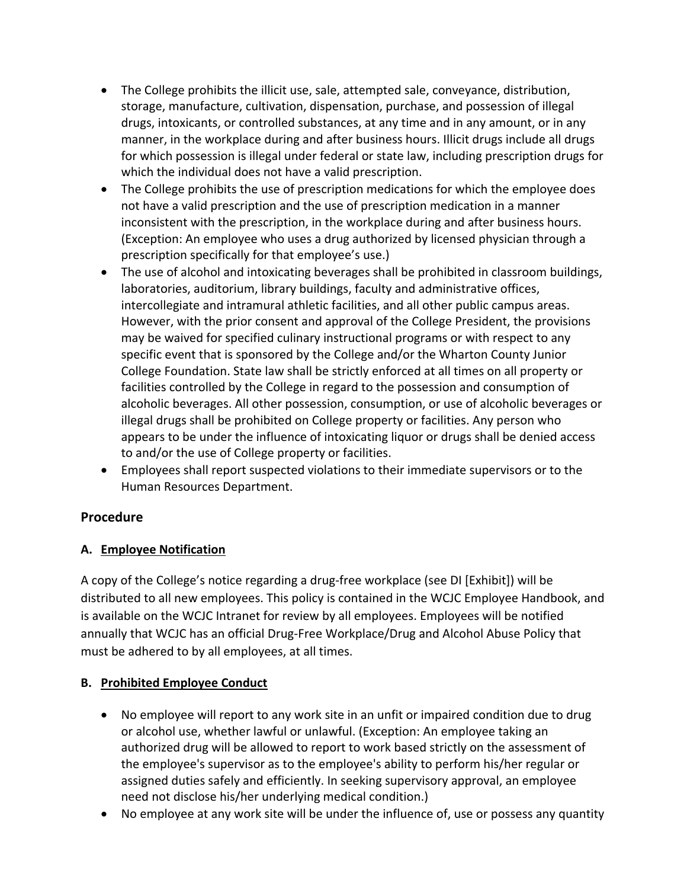- The College prohibits the illicit use, sale, attempted sale, conveyance, distribution, storage, manufacture, cultivation, dispensation, purchase, and possession of illegal drugs, intoxicants, or controlled substances, at any time and in any amount, or in any manner, in the workplace during and after business hours. Illicit drugs include all drugs for which possession is illegal under federal or state law, including prescription drugs for which the individual does not have a valid prescription.
- The College prohibits the use of prescription medications for which the employee does not have a valid prescription and the use of prescription medication in a manner inconsistent with the prescription, in the workplace during and after business hours. (Exception: An employee who uses a drug authorized by licensed physician through a prescription specifically for that employee's use.)
- The use of alcohol and intoxicating beverages shall be prohibited in classroom buildings, laboratories, auditorium, library buildings, faculty and administrative offices, intercollegiate and intramural athletic facilities, and all other public campus areas. However, with the prior consent and approval of the College President, the provisions may be waived for specified culinary instructional programs or with respect to any specific event that is sponsored by the College and/or the Wharton County Junior College Foundation. State law shall be strictly enforced at all times on all property or facilities controlled by the College in regard to the possession and consumption of alcoholic beverages. All other possession, consumption, or use of alcoholic beverages or illegal drugs shall be prohibited on College property or facilities. Any person who appears to be under the influence of intoxicating liquor or drugs shall be denied access to and/or the use of College property or facilities.
- Employees shall report suspected violations to their immediate supervisors or to the Human Resources Department.

## Procedure

### A. Employee Notification

A copy of the College's notice regarding a drug-free workplace (see DI [Exhibit]) will be distributed to all new employees. This policy is contained in the WCJC Employee Handbook, and is available on the WCJC Intranet for review by all employees. Employees will be notified annually that WCJC has an official Drug-Free Workplace/Drug and Alcohol Abuse Policy that must be adhered to by all employees, at all times.

### B. Prohibited Employee Conduct

- No employee will report to any work site in an unfit or impaired condition due to drug or alcohol use, whether lawful or unlawful. (Exception: An employee taking an authorized drug will be allowed to report to work based strictly on the assessment of the employee's supervisor as to the employee's ability to perform his/her regular or assigned duties safely and efficiently. In seeking supervisory approval, an employee need not disclose his/her underlying medical condition.)
- No employee at any work site will be under the influence of, use or possess any quantity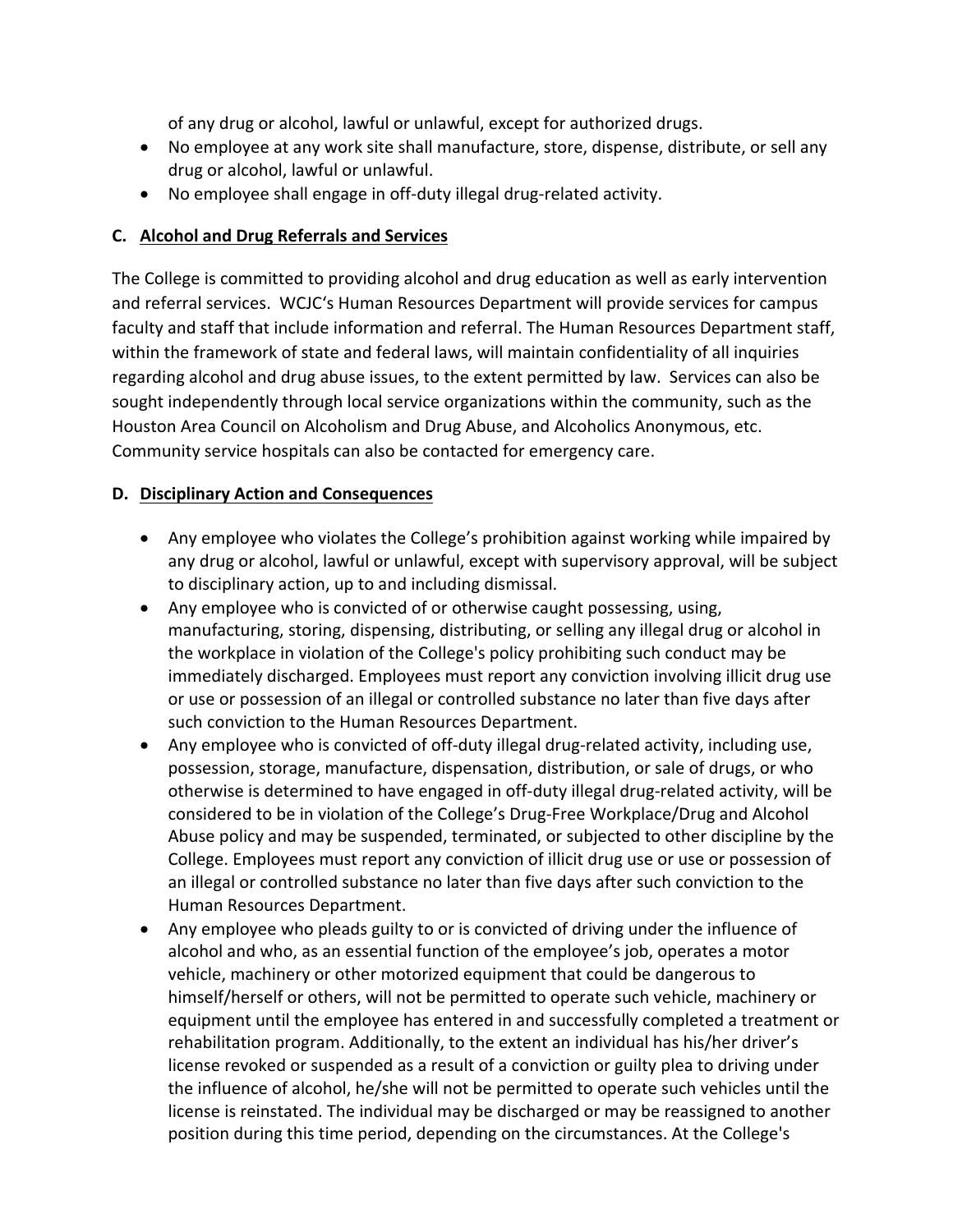of any drug or alcohol, lawful or unlawful, except for authorized drugs.

- No employee at any work site shall manufacture, store, dispense, distribute, or sell any drug or alcohol, lawful or unlawful.
- No employee shall engage in off-duty illegal drug-related activity.

### C. Alcohol and Drug Referrals and Services

The College is committed to providing alcohol and drug education as well as early intervention and referral services. WCJC's Human Resources Department will provide services for campus faculty and staff that include information and referral. The Human Resources Department staff, within the framework of state and federal laws, will maintain confidentiality of all inquiries regarding alcohol and drug abuse issues, to the extent permitted by law. Services can also be sought independently through local service organizations within the community, such as the Houston Area Council on Alcoholism and Drug Abuse, and Alcoholics Anonymous, etc. Community service hospitals can also be contacted for emergency care.

### D. Disciplinary Action and Consequences

- Any employee who violates the College's prohibition against working while impaired by any drug or alcohol, lawful or unlawful, except with supervisory approval, will be subject to disciplinary action, up to and including dismissal.
- Any employee who is convicted of or otherwise caught possessing, using, manufacturing, storing, dispensing, distributing, or selling any illegal drug or alcohol in the workplace in violation of the College's policy prohibiting such conduct may be immediately discharged. Employees must report any conviction involving illicit drug use or use or possession of an illegal or controlled substance no later than five days after such conviction to the Human Resources Department.
- Any employee who is convicted of off-duty illegal drug-related activity, including use, possession, storage, manufacture, dispensation, distribution, or sale of drugs, or who otherwise is determined to have engaged in off-duty illegal drug-related activity, will be considered to be in violation of the College's Drug-Free Workplace/Drug and Alcohol Abuse policy and may be suspended, terminated, or subjected to other discipline by the College. Employees must report any conviction of illicit drug use or use or possession of an illegal or controlled substance no later than five days after such conviction to the Human Resources Department.
- Any employee who pleads guilty to or is convicted of driving under the influence of alcohol and who, as an essential function of the employee's job, operates a motor vehicle, machinery or other motorized equipment that could be dangerous to himself/herself or others, will not be permitted to operate such vehicle, machinery or equipment until the employee has entered in and successfully completed a treatment or rehabilitation program. Additionally, to the extent an individual has his/her driver's license revoked or suspended as a result of a conviction or guilty plea to driving under the influence of alcohol, he/she will not be permitted to operate such vehicles until the license is reinstated. The individual may be discharged or may be reassigned to another position during this time period, depending on the circumstances. At the College's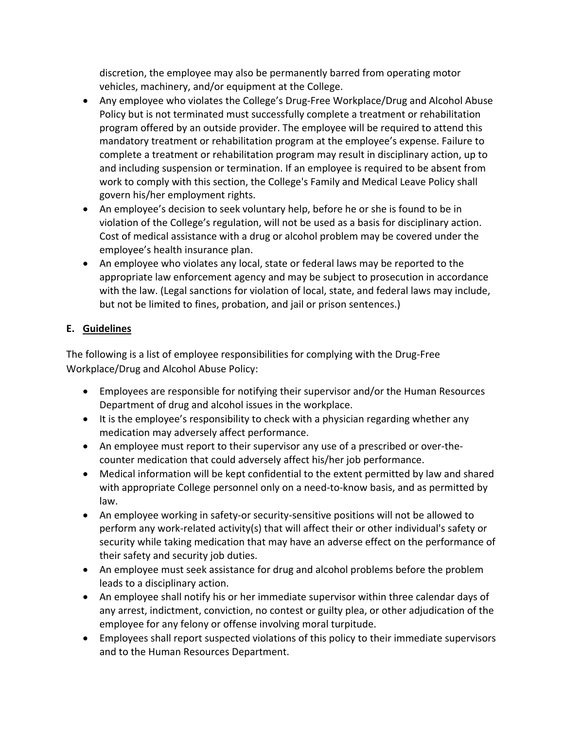discretion, the employee may also be permanently barred from operating motor vehicles, machinery, and/or equipment at the College.

- Any employee who violates the College's Drug-Free Workplace/Drug and Alcohol Abuse Policy but is not terminated must successfully complete a treatment or rehabilitation program offered by an outside provider. The employee will be required to attend this mandatory treatment or rehabilitation program at the employee's expense. Failure to complete a treatment or rehabilitation program may result in disciplinary action, up to and including suspension or termination. If an employee is required to be absent from work to comply with this section, the College's Family and Medical Leave Policy shall govern his/her employment rights.
- An employee's decision to seek voluntary help, before he or she is found to be in violation of the College's regulation, will not be used as a basis for disciplinary action. Cost of medical assistance with a drug or alcohol problem may be covered under the employee's health insurance plan.
- An employee who violates any local, state or federal laws may be reported to the appropriate law enforcement agency and may be subject to prosecution in accordance with the law. (Legal sanctions for violation of local, state, and federal laws may include, but not be limited to fines, probation, and jail or prison sentences.)

## E. Guidelines

The following is a list of employee responsibilities for complying with the Drug-Free Workplace/Drug and Alcohol Abuse Policy:

- Employees are responsible for notifying their supervisor and/or the Human Resources Department of drug and alcohol issues in the workplace.
- It is the employee's responsibility to check with a physician regarding whether any medication may adversely affect performance.
- An employee must report to their supervisor any use of a prescribed or over-the-counter medication that could adversely affect his/her job performance.
- Medical information will be kept confidential to the extent permitted by law and shared with appropriate College personnel only on a need-to-know basis, and as permitted by law.
- An employee working in safety-or security-sensitive positions will not be allowed to perform any work-related activity(s) that will affect their or other individual's safety or security while taking medication that may have an adverse effect on the performance of their safety and security job duties.
- An employee must seek assistance for drug and alcohol problems before the problem leads to a disciplinary action.
- An employee shall notify his or her immediate supervisor within three calendar days of any arrest, indictment, conviction, no contest or guilty plea, or other adjudication of the employee for any felony or offense involving moral turpitude.
- Employees shall report suspected violations of this policy to their immediate supervisors and to the Human Resources Department.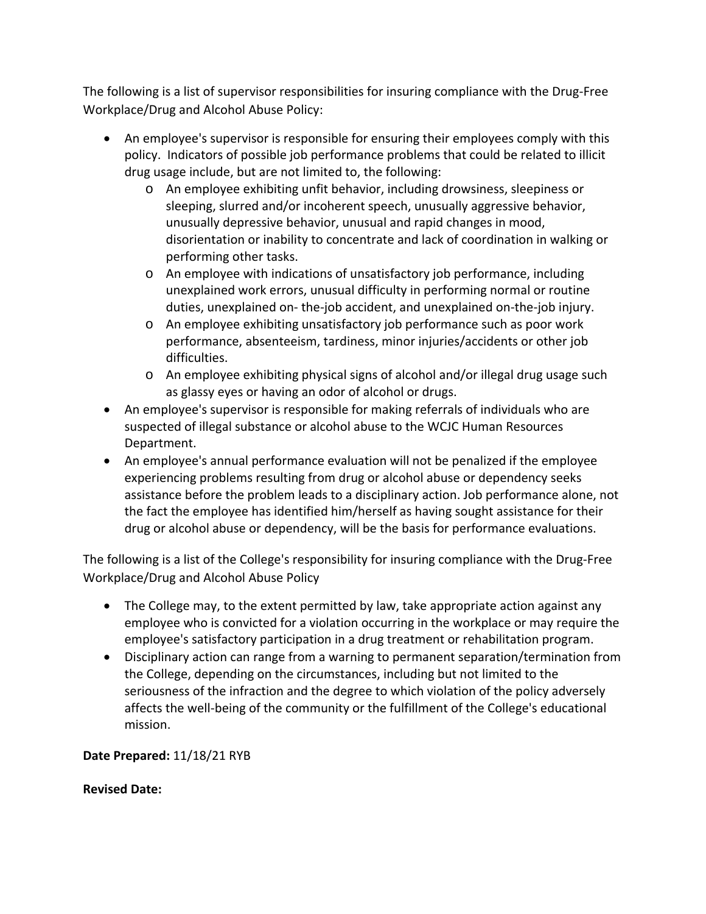The following is a list of supervisor responsibilities for insuring compliance with the Drug-Free Workplace/Drug and Alcohol Abuse Policy:

- An employee's supervisor is responsible for ensuring their employees comply with this policy. Indicators of possible job performance problems that could be related to illicit drug usage include, but are not limited to, the following:
  - An employee exhibiting unfit behavior, including drowsiness, sleepiness or sleeping, slurred and/or incoherent speech, unusually aggressive behavior, unusually depressive behavior, unusual and rapid changes in mood, disorientation or inability to concentrate and lack of coordination in walking or performing other tasks.
  - An employee with indications of unsatisfactory job performance, including unexplained work errors, unusual difficulty in performing normal or routine duties, unexplained on- the-job accident, and unexplained on-the-job injury.
  - An employee exhibiting unsatisfactory job performance such as poor work performance, absenteeism, tardiness, minor injuries/accidents or other job difficulties.
  - An employee exhibiting physical signs of alcohol and/or illegal drug usage such as glassy eyes or having an odor of alcohol or drugs.
- An employee's supervisor is responsible for making referrals of individuals who are suspected of illegal substance or alcohol abuse to the WCJC Human Resources Department.
- An employee's annual performance evaluation will not be penalized if the employee experiencing problems resulting from drug or alcohol abuse or dependency seeks assistance before the problem leads to a disciplinary action. Job performance alone, not the fact the employee has identified him/herself as having sought assistance for their drug or alcohol abuse or dependency, will be the basis for performance evaluations.

The following is a list of the College's responsibility for insuring compliance with the Drug-Free Workplace/Drug and Alcohol Abuse Policy

- The College may, to the extent permitted by law, take appropriate action against any employee who is convicted for a violation occurring in the workplace or may require the employee's satisfactory participation in a drug treatment or rehabilitation program.
- Disciplinary action can range from a warning to permanent separation/termination from the College, depending on the circumstances, including but not limited to the seriousness of the infraction and the degree to which violation of the policy adversely affects the well-being of the community or the fulfillment of the College's educational mission.

**Date Prepared:** 11/18/21 RYB

**Revised Date:**